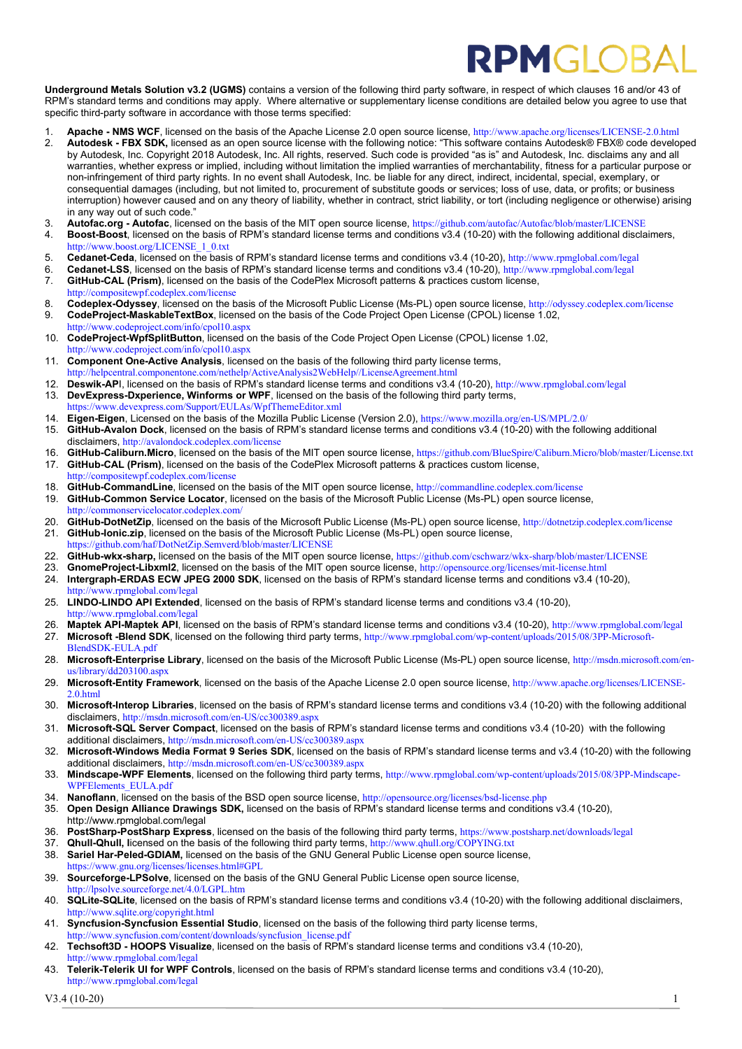**Underground Metals Solution v3.2 (UGMS)** contains a version of the following third party software, in respect of which clauses 16 and/or 43 of RPM's standard terms and conditions may apply. Where alternative or supplementary license conditions are detailed below you agree to use that specific third-party software in accordance with those terms specified:

1. **Apache - NMS WCF**, licensed on the basis of the Apache License 2.0 open source license, http://www.apache.org/licenses/LICENSE-2.0.html
2. **Autodesk - FBX SDK,** licensed as an open source license with the following notice: "This software contains Autodesk® FBX® code developed by Autodesk, Inc. Copyright 2018 Autodesk, Inc. All rights, reserved. Such code is provided "as is" and Autodesk, Inc. disclaims any and all warranties, whether express or implied, including without limitation the implied warranties of merchantability, fitness for a particular purpose or non-infringement of third party rights. In no event shall Autodesk, Inc. be liable for any direct, indirect, incidental, special, exemplary, or consequential damages (including, but not limited to, procurement of substitute goods or services; loss of use, data, or profits; or business interruption) however caused and on any theory of liability, whether in contract, strict liability, or tort (including negligence or otherwise) arising in any way out of such code."
3. **Autofac.org - Autofac**, licensed on the basis of the MIT open source license, https://github.com/autofac/Autofac/blob/master/LICENSE
4. **Boost-Boost**, licensed on the basis of RPM's standard license terms and conditions v3.4 (10-20) with the following additional disclaimers, http://www.boost.org/LICENSE_1_0.txt
5. **Cedanet-Ceda**, licensed on the basis of RPM's standard license terms and conditions v3.4 (10-20), http://www.rpmglobal.com/legal
6. **Cedanet-LSS**, licensed on the basis of RPM's standard license terms and conditions v3.4 (10-20), http://www.rpmglobal.com/legal
7. **GitHub-CAL (Prism)**, licensed on the basis of the CodePlex Microsoft patterns & practices custom license, http://compositewpf.codeplex.com/license
8. **Codeplex-Odyssey**, licensed on the basis of the Microsoft Public License (Ms-PL) open source license, http://odyssey.codeplex.com/license
9. **CodeProject-MaskableTextBox**, licensed on the basis of the Code Project Open License (CPOL) license 1.02, http://www.codeproject.com/info/cpol10.aspx
10. **CodeProject-WpfSplitButton**, licensed on the basis of the Code Project Open License (CPOL) license 1.02, http://www.codeproject.com/info/cpol10.aspx
11. **Component One-Active Analysis**, licensed on the basis of the following third party license terms, http://helpcentral.componentone.com/nethelp/ActiveAnalysis2WebHelp//LicenseAgreement.html
12. **Deswik-API**, licensed on the basis of RPM's standard license terms and conditions v3.4 (10-20), http://www.rpmglobal.com/legal
13. **DevExpress-Dxperience, Winforms or WPF**, licensed on the basis of the following third party terms, https://www.devexpress.com/Support/EULAs/WpfThemeEditor.xml
14. **Eigen-Eigen**, Licensed on the basis of the Mozilla Public License (Version 2.0), https://www.mozilla.org/en-US/MPL/2.0/
15. **GitHub-Avalon Dock**, licensed on the basis of RPM's standard license terms and conditions v3.4 (10-20) with the following additional disclaimers, http://avalondock.codeplex.com/license
16. **GitHub-Caliburn.Micro**, licensed on the basis of the MIT open source license, https://github.com/BlueSpire/Caliburn.Micro/blob/master/License.txt
17. **GitHub-CAL (Prism)**, licensed on the basis of the CodePlex Microsoft patterns & practices custom license, http://compositewpf.codeplex.com/license
18. **GitHub-CommandLine**, licensed on the basis of the MIT open source license, http://commandline.codeplex.com/license
19. **GitHub-Common Service Locator**, licensed on the basis of the Microsoft Public License (Ms-PL) open source license, http://commonservicelocator.codeplex.com/
20. **GitHub-DotNetZip**, licensed on the basis of the Microsoft Public License (Ms-PL) open source license, http://dotnetzip.codeplex.com/license
21. **GitHub-Ionic.zip**, licensed on the basis of the Microsoft Public License (Ms-PL) open source license, https://github.com/haf/DotNetZip.Semverd/blob/master/LICENSE
22. **GitHub-wkx-sharp,** licensed on the basis of the MIT open source license, https://github.com/cschwarz/wkx-sharp/blob/master/LICENSE
23. **GnomeProject-Libxml2**, licensed on the basis of the MIT open source license, http://opensource.org/licenses/mit-license.html
24. **Intergraph-ERDAS ECW JPEG 2000 SDK**, licensed on the basis of RPM's standard license terms and conditions v3.4 (10-20), http://www.rpmglobal.com/legal
25. **LINDO-LINDO API Extended**, licensed on the basis of RPM's standard license terms and conditions v3.4 (10-20), http://www.rpmglobal.com/legal
26. **Maptek API-Maptek API**, licensed on the basis of RPM's standard license terms and conditions v3.4 (10-20), http://www.rpmglobal.com/legal
27. **Microsoft -Blend SDK**, licensed on the following third party terms, http://www.rpmglobal.com/wp-content/uploads/2015/08/3PP-Microsoft-BlendSDK-EULA.pdf
28. **Microsoft-Enterprise Library**, licensed on the basis of the Microsoft Public License (Ms-PL) open source license, http://msdn.microsoft.com/en-us/library/dd203100.aspx
29. **Microsoft-Entity Framework**, licensed on the basis of the Apache License 2.0 open source license, http://www.apache.org/licenses/LICENSE-2.0.html
30. **Microsoft-Interop Libraries**, licensed on the basis of RPM's standard license terms and conditions v3.4 (10-20) with the following additional disclaimers, http://msdn.microsoft.com/en-US/cc300389.aspx
31. **Microsoft-SQL Server Compact**, licensed on the basis of RPM's standard license terms and conditions v3.4 (10-20) with the following additional disclaimers, http://msdn.microsoft.com/en-US/cc300389.aspx
32. **Microsoft-Windows Media Format 9 Series SDK**, licensed on the basis of RPM's standard license terms and v3.4 (10-20) with the following additional disclaimers, http://msdn.microsoft.com/en-US/cc300389.aspx
33. **Mindscape-WPF Elements**, licensed on the following third party terms, http://www.rpmglobal.com/wp-content/uploads/2015/08/3PP-Mindscape-WPFElements_EULA.pdf
34. **Nanoflann**, licensed on the basis of the BSD open source license, http://opensource.org/licenses/bsd-license.php
35. **Open Design Alliance Drawings SDK,** licensed on the basis of RPM's standard license terms and conditions v3.4 (10-20), http://www.rpmglobal.com/legal
36. **PostSharp-PostSharp Express**, licensed on the basis of the following third party terms, https://www.postsharp.net/downloads/legal
37. **Qhull-Qhull, l**icensed on the basis of the following third party terms, http://www.qhull.org/COPYING.txt
38. **Sariel Har-Peled-GDIAM,** licensed on the basis of the GNU General Public License open source license, https://www.gnu.org/licenses/licenses.html#GPL
39. **Sourceforge-LPSolve**, licensed on the basis of the GNU General Public License open source license, http://lpsolve.sourceforge.net/4.0/LGPL.htm
40. **SQLite-SQLite**, licensed on the basis of RPM's standard license terms and conditions v3.4 (10-20) with the following additional disclaimers, http://www.sqlite.org/copyright.html
41. **Syncfusion-Syncfusion Essential Studio**, licensed on the basis of the following third party license terms, http://www.syncfusion.com/content/downloads/syncfusion_license.pdf
42. **Techsoft3D - HOOPS Visualize**, licensed on the basis of RPM's standard license terms and conditions v3.4 (10-20), http://www.rpmglobal.com/legal
43. **Telerik-Telerik UI for WPF Controls**, licensed on the basis of RPM's standard license terms and conditions v3.4 (10-20), http://www.rpmglobal.com/legal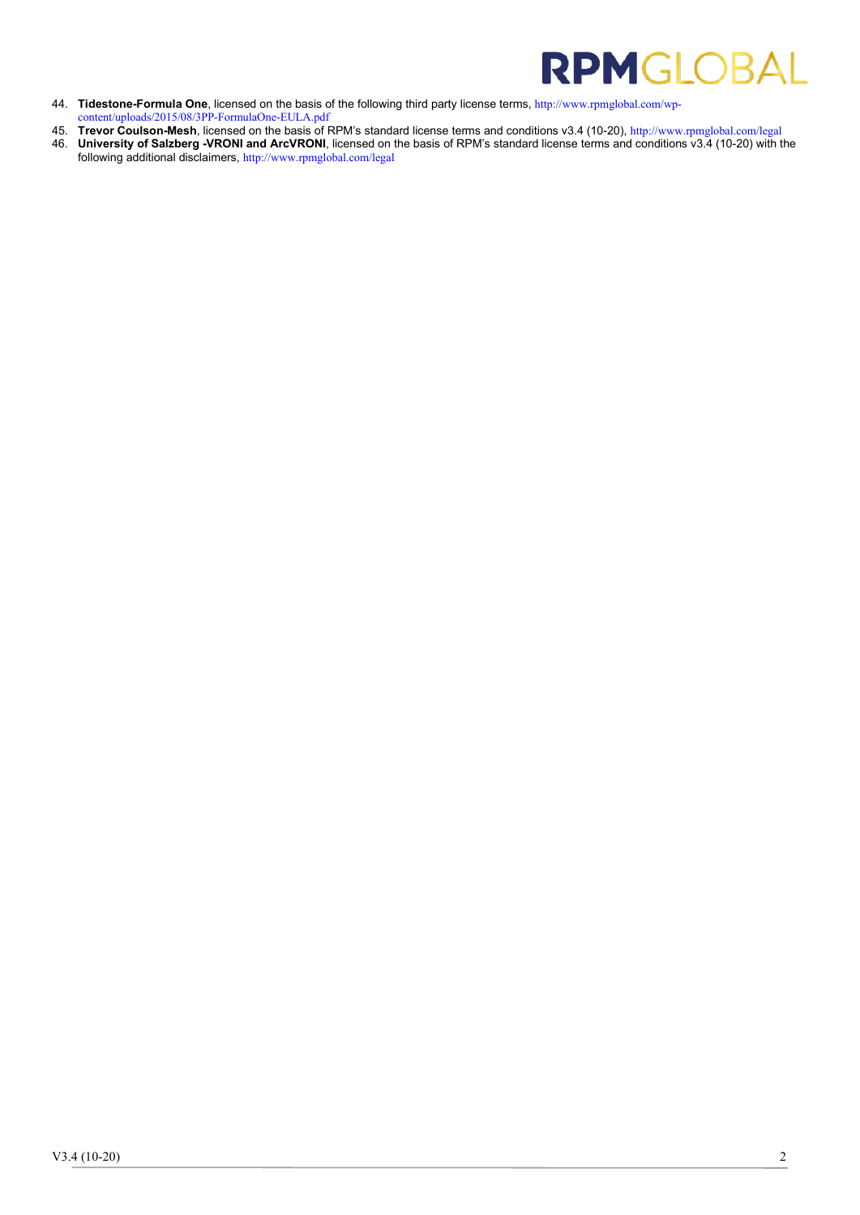44. **Tidestone-Formula One**, licensed on the basis of the following third party license terms, http://www.rpmglobal.com/wp-content/uploads/2015/08/3PP-FormulaOne-EULA.pdf
45. **Trevor Coulson-Mesh**, licensed on the basis of RPM's standard license terms and conditions v3.4 (10-20), http://www.rpmglobal.com/legal
46. **University of Salzberg -VRONI and ArcVRONI**, licensed on the basis of RPM's standard license terms and conditions v3.4 (10-20) with the following additional disclaimers, http://www.rpmglobal.com/legal